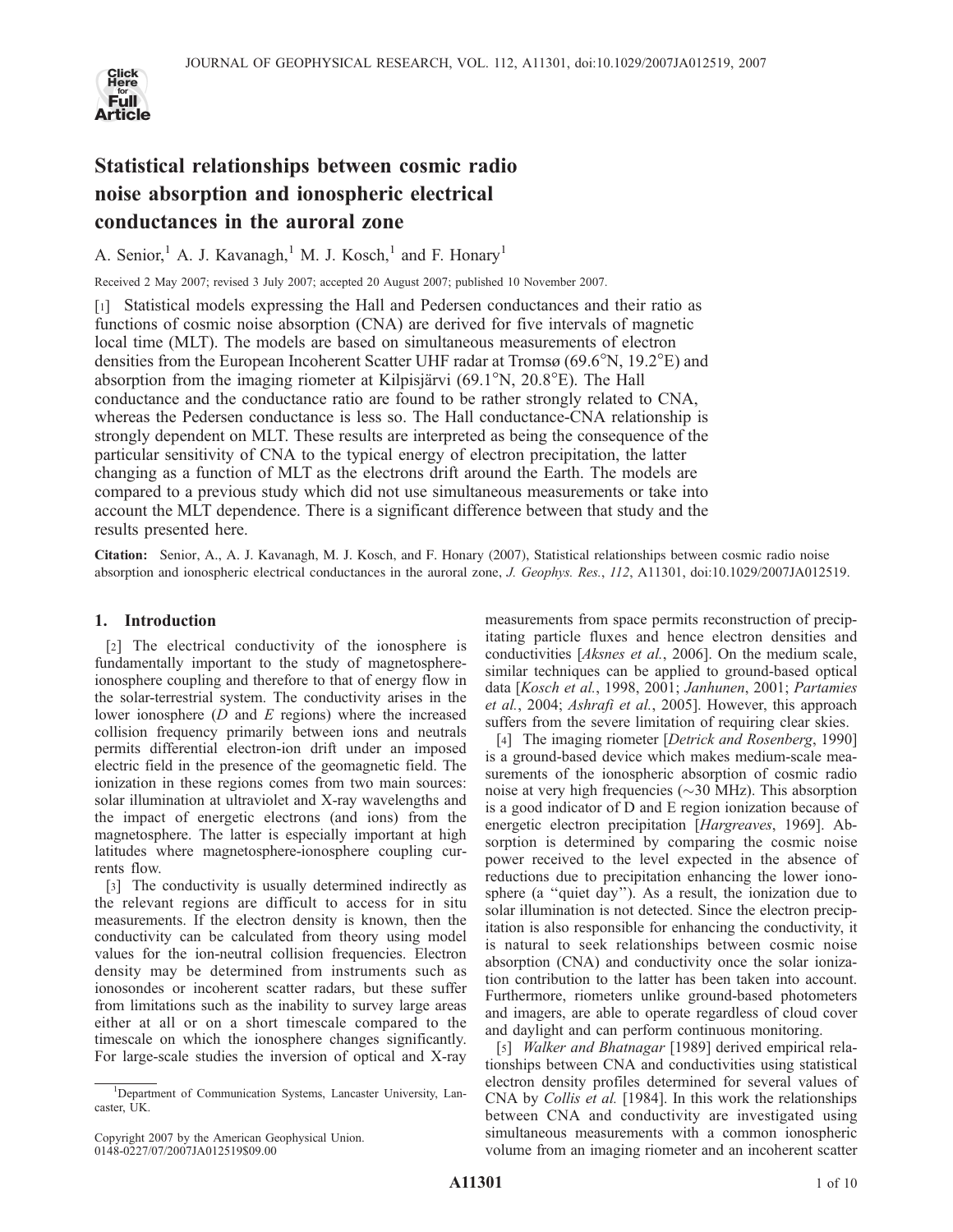# Statistical relationships between cosmic radio noise absorption and ionospheric electrical conductances in the auroral zone

A. Senior,[1] A. J. Kavanagh,[1] M. J. Kosch,[1] and F. Honary[1]

Received 2 May 2007; revised 3 July 2007; accepted 20 August 2007; published 10 November 2007.

[1] Statistical models expressing the Hall and Pedersen conductances and their ratio as functions of cosmic noise absorption (CNA) are derived for five intervals of magnetic local time (MLT). The models are based on simultaneous measurements of electron densities from the European Incoherent Scatter UHF radar at Tromsø (69.6°N, 19.2°E) and absorption from the imaging riometer at Kilpisjärvi (69.1°N, 20.8°E). The Hall conductance and the conductance ratio are found to be rather strongly related to CNA, whereas the Pedersen conductance is less so. The Hall conductance-CNA relationship is strongly dependent on MLT. These results are interpreted as being the consequence of the particular sensitivity of CNA to the typical energy of electron precipitation, the latter changing as a function of MLT as the electrons drift around the Earth. The models are compared to a previous study which did not use simultaneous measurements or take into account the MLT dependence. There is a significant difference between that study and the results presented here.

**Citation:** Senior, A., A. J. Kavanagh, M. J. Kosch, and F. Honary (2007), Statistical relationships between cosmic radio noise absorption and ionospheric electrical conductances in the auroral zone, *J. Geophys. Res.*, *112*, A11301, doi:10.1029/2007JA012519.

## 1. Introduction

[2] The electrical conductivity of the ionosphere is fundamentally important to the study of magnetosphere-ionosphere coupling and therefore to that of energy flow in the solar-terrestrial system. The conductivity arises in the lower ionosphere (*D* and *E* regions) where the increased collision frequency primarily between ions and neutrals permits differential electron-ion drift under an imposed electric field in the presence of the geomagnetic field. The ionization in these regions comes from two main sources: solar illumination at ultraviolet and X-ray wavelengths and the impact of energetic electrons (and ions) from the magnetosphere. The latter is especially important at high latitudes where magnetosphere-ionosphere coupling currents flow.

[3] The conductivity is usually determined indirectly as the relevant regions are difficult to access for in situ measurements. If the electron density is known, then the conductivity can be calculated from theory using model values for the ion-neutral collision frequencies. Electron density may be determined from instruments such as ionosondes or incoherent scatter radars, but these suffer from limitations such as the inability to survey large areas either at all or on a short timescale compared to the timescale on which the ionosphere changes significantly. For large-scale studies the inversion of optical and X-ray measurements from space permits reconstruction of precipitating particle fluxes and hence electron densities and conductivities [*Aksnes et al.*, 2006]. On the medium scale, similar techniques can be applied to ground-based optical data [*Kosch et al.*, 1998, 2001; *Janhunen*, 2001; *Partamies et al.*, 2004; *Ashrafi et al.*, 2005]. However, this approach suffers from the severe limitation of requiring clear skies.

[4] The imaging riometer [*Detrick and Rosenberg*, 1990] is a ground-based device which makes medium-scale measurements of the ionospheric absorption of cosmic radio noise at very high frequencies (~30 MHz). This absorption is a good indicator of D and E region ionization because of energetic electron precipitation [*Hargreaves*, 1969]. Absorption is determined by comparing the cosmic noise power received to the level expected in the absence of reductions due to precipitation enhancing the lower ionosphere (a "quiet day"). As a result, the ionization due to solar illumination is not detected. Since the electron precipitation is also responsible for enhancing the conductivity, it is natural to seek relationships between cosmic noise absorption (CNA) and conductivity once the solar ionization contribution to the latter has been taken into account. Furthermore, riometers unlike ground-based photometers and imagers, are able to operate regardless of cloud cover and daylight and can perform continuous monitoring.

[5] *Walker and Bhatnagar* [1989] derived empirical relationships between CNA and conductivities using statistical electron density profiles determined for several values of CNA by *Collis et al.* [1984]. In this work the relationships between CNA and conductivity are investigated using simultaneous measurements with a common ionospheric volume from an imaging riometer and an incoherent scatter

[1]Department of Communication Systems, Lancaster University, Lancaster, UK.

Copyright 2007 by the American Geophysical Union.
0148-0227/07/2007JA012519$09.00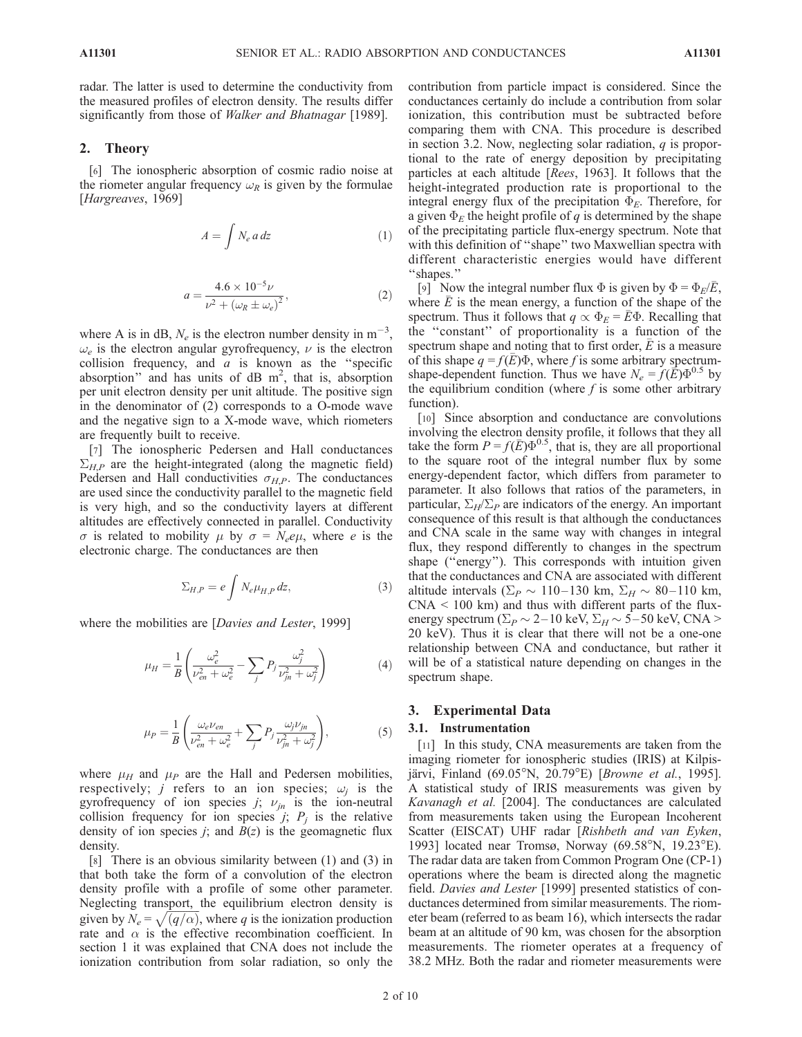radar. The latter is used to determine the conductivity from the measured profiles of electron density. The results differ significantly from those of *Walker and Bhatnagar* [1989].

## 2. Theory

[6] The ionospheric absorption of cosmic radio noise at the riometer angular frequency $\omega_R$ is given by the formulae [*Hargreaves*, 1969]

$$A = \int N_e \, a \, dz \tag{1}$$

$$a = \frac{4.6 \times 10^{-5} \nu}{\nu^2 + (\omega_R \pm \omega_e)^2}, \tag{2}$$

where A is in dB, $N_e$ is the electron number density in $m^{-3}$, $\omega_e$ is the electron angular gyrofrequency, $\nu$ is the electron collision frequency, and $a$ is known as the "specific absorption" and has units of dB $m^2$, that is, absorption per unit electron density per unit altitude. The positive sign in the denominator of (2) corresponds to a O-mode wave and the negative sign to a X-mode wave, which riometers are frequently built to receive.

[7] The ionospheric Pedersen and Hall conductances $\Sigma_{H,P}$ are the height-integrated (along the magnetic field) Pedersen and Hall conductivities $\sigma_{H,P}$. The conductances are used since the conductivity parallel to the magnetic field is very high, and so the conductivity layers at different altitudes are effectively connected in parallel. Conductivity $\sigma$ is related to mobility $\mu$ by $\sigma = N_e e \mu$, where $e$ is the electronic charge. The conductances are then

$$\Sigma_{H,P} = e \int N_e \mu_{H,P} \, dz, \tag{3}$$

where the mobilities are [*Davies and Lester*, 1999]

$$\mu_H = \frac{1}{B}\left(\frac{\omega_e^2}{\nu_{en}^2 + \omega_e^2} - \sum_j P_j \frac{\omega_j^2}{\nu_{jn}^2 + \omega_j^2}\right) \tag{4}$$

$$\mu_P = \frac{1}{B}\left(\frac{\omega_e \nu_{en}}{\nu_{en}^2 + \omega_e^2} + \sum_j P_j \frac{\omega_j \nu_{jn}}{\nu_{jn}^2 + \omega_j^2}\right), \tag{5}$$

where $\mu_H$ and $\mu_P$ are the Hall and Pedersen mobilities, respectively; $j$ refers to an ion species; $\omega_j$ is the gyrofrequency of ion species $j$; $\nu_{jn}$ is the ion-neutral collision frequency for ion species $j$; $P_j$ is the relative density of ion species $j$; and $B(z)$ is the geomagnetic flux density.

[8] There is an obvious similarity between (1) and (3) in that both take the form of a convolution of the electron density profile with a profile of some other parameter. Neglecting transport, the equilibrium electron density is given by $N_e = \sqrt{(q/\alpha)}$, where $q$ is the ionization production rate and $\alpha$ is the effective recombination coefficient. In section 1 it was explained that CNA does not include the ionization contribution from solar radiation, so only the contribution from particle impact is considered. Since the conductances certainly do include a contribution from solar ionization, this contribution must be subtracted before comparing them with CNA. This procedure is described in section 3.2. Now, neglecting solar radiation, $q$ is proportional to the rate of energy deposition by precipitating particles at each altitude [*Rees*, 1963]. It follows that the height-integrated production rate is proportional to the integral energy flux of the precipitation $\Phi_E$. Therefore, for a given $\Phi_E$ the height profile of $q$ is determined by the shape of the precipitating particle flux-energy spectrum. Note that with this definition of "shape" two Maxwellian spectra with different characteristic energies would have different "shapes."

[9] Now the integral number flux $\Phi$ is given by $\Phi = \Phi_E/\bar{E}$, where $\bar{E}$ is the mean energy, a function of the shape of the spectrum. Thus it follows that $q \propto \Phi_E = \bar{E}\Phi$. Recalling that the "constant" of proportionality is a function of the spectrum shape and noting that to first order, $\bar{E}$ is a measure of this shape $q = f(\bar{E})\Phi$, where $f$ is some arbitrary spectrum-shape-dependent function. Thus we have $N_e = f(\bar{E})\Phi^{0.5}$ by the equilibrium condition (where $f$ is some other arbitrary function).

[10] Since absorption and conductance are convolutions involving the electron density profile, it follows that they all take the form $P = f(\bar{E})\Phi^{0.5}$, that is, they are all proportional to the square root of the integral number flux by some energy-dependent factor, which differs from parameter to parameter. It also follows that ratios of the parameters, in particular, $\Sigma_H/\Sigma_P$ are indicators of the energy. An important consequence of this result is that although the conductances and CNA scale in the same way with changes in integral flux, they respond differently to changes in the spectrum shape ("energy"). This corresponds with intuition given that the conductances and CNA are associated with different altitude intervals ($\Sigma_P \sim$ 110–130 km, $\Sigma_H \sim$ 80–110 km, CNA < 100 km) and thus with different parts of the flux-energy spectrum ($\Sigma_P \sim$ 2–10 keV, $\Sigma_H \sim$ 5–50 keV, CNA > 20 keV). Thus it is clear that there will not be a one-one relationship between CNA and conductance, but rather it will be of a statistical nature depending on changes in the spectrum shape.

## 3. Experimental Data

### 3.1. Instrumentation

[11] In this study, CNA measurements are taken from the imaging riometer for ionospheric studies (IRIS) at Kilpisjärvi, Finland (69.05°N, 20.79°E) [*Browne et al.*, 1995]. A statistical study of IRIS measurements was given by *Kavanagh et al.* [2004]. The conductances are calculated from measurements taken using the European Incoherent Scatter (EISCAT) UHF radar [*Rishbeth and van Eyken*, 1993] located near Tromsø, Norway (69.58°N, 19.23°E). The radar data are taken from Common Program One (CP-1) operations where the beam is directed along the magnetic field. *Davies and Lester* [1999] presented statistics of conductances determined from similar measurements. The riometer beam (referred to as beam 16), which intersects the radar beam at an altitude of 90 km, was chosen for the absorption measurements. The riometer operates at a frequency of 38.2 MHz. Both the radar and riometer measurements were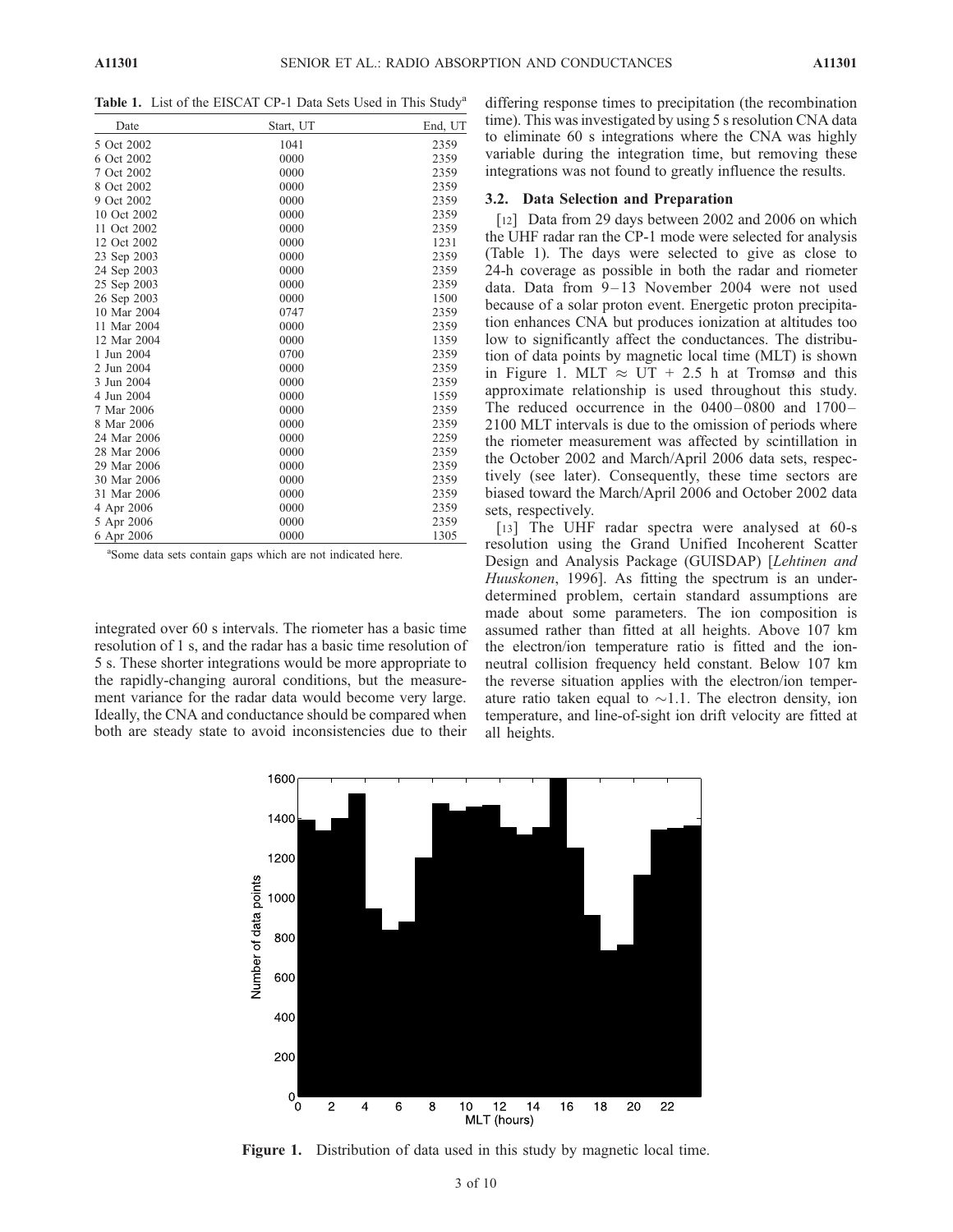**Table 1.** List of the EISCAT CP-1 Data Sets Used in This Study[a]

| Date | Start, UT | End, UT |
|---|---|---|
| 5 Oct 2002 | 1041 | 2359 |
| 6 Oct 2002 | 0000 | 2359 |
| 7 Oct 2002 | 0000 | 2359 |
| 8 Oct 2002 | 0000 | 2359 |
| 9 Oct 2002 | 0000 | 2359 |
| 10 Oct 2002 | 0000 | 2359 |
| 11 Oct 2002 | 0000 | 2359 |
| 12 Oct 2002 | 0000 | 1231 |
| 23 Sep 2003 | 0000 | 2359 |
| 24 Sep 2003 | 0000 | 2359 |
| 25 Sep 2003 | 0000 | 2359 |
| 26 Sep 2003 | 0000 | 1500 |
| 10 Mar 2004 | 0747 | 2359 |
| 11 Mar 2004 | 0000 | 2359 |
| 12 Mar 2004 | 0000 | 1359 |
| 1 Jun 2004 | 0700 | 2359 |
| 2 Jun 2004 | 0000 | 2359 |
| 3 Jun 2004 | 0000 | 2359 |
| 4 Jun 2004 | 0000 | 1559 |
| 7 Mar 2006 | 0000 | 2359 |
| 8 Mar 2006 | 0000 | 2359 |
| 24 Mar 2006 | 0000 | 2259 |
| 28 Mar 2006 | 0000 | 2359 |
| 29 Mar 2006 | 0000 | 2359 |
| 30 Mar 2006 | 0000 | 2359 |
| 31 Mar 2006 | 0000 | 2359 |
| 4 Apr 2006 | 0000 | 2359 |
| 5 Apr 2006 | 0000 | 2359 |
| 6 Apr 2006 | 0000 | 1305 |

[a]Some data sets contain gaps which are not indicated here.

integrated over 60 s intervals. The riometer has a basic time resolution of 1 s, and the radar has a basic time resolution of 5 s. These shorter integrations would be more appropriate to the rapidly-changing auroral conditions, but the measurement variance for the radar data would become very large. Ideally, the CNA and conductance should be compared when both are steady state to avoid inconsistencies due to their differing response times to precipitation (the recombination time). This was investigated by using 5 s resolution CNA data to eliminate 60 s integrations where the CNA was highly variable during the integration time, but removing these integrations was not found to greatly influence the results.

### 3.2. Data Selection and Preparation

[12] Data from 29 days between 2002 and 2006 on which the UHF radar ran the CP-1 mode were selected for analysis (Table 1). The days were selected to give as close to 24-h coverage as possible in both the radar and riometer data. Data from 9–13 November 2004 were not used because of a solar proton event. Energetic proton precipitation enhances CNA but produces ionization at altitudes too low to significantly affect the conductances. The distribution of data points by magnetic local time (MLT) is shown in Figure 1. MLT $\approx$ UT + 2.5 h at Tromsø and this approximate relationship is used throughout this study. The reduced occurrence in the 0400–0800 and 1700–2100 MLT intervals is due to the omission of periods where the riometer measurement was affected by scintillation in the October 2002 and March/April 2006 data sets, respectively (see later). Consequently, these time sectors are biased toward the March/April 2006 and October 2002 data sets, respectively.

[13] The UHF radar spectra were analysed at 60-s resolution using the Grand Unified Incoherent Scatter Design and Analysis Package (GUISDAP) [*Lehtinen and Huuskonen*, 1996]. As fitting the spectrum is an underdetermined problem, certain standard assumptions are made about some parameters. The ion composition is assumed rather than fitted at all heights. Above 107 km the electron/ion temperature ratio is fitted and the ion-neutral collision frequency held constant. Below 107 km the reverse situation applies with the electron/ion temperature ratio taken equal to $\sim$1.1. The electron density, ion temperature, and line-of-sight ion drift velocity are fitted at all heights.

**Figure 1.** Distribution of data used in this study by magnetic local time.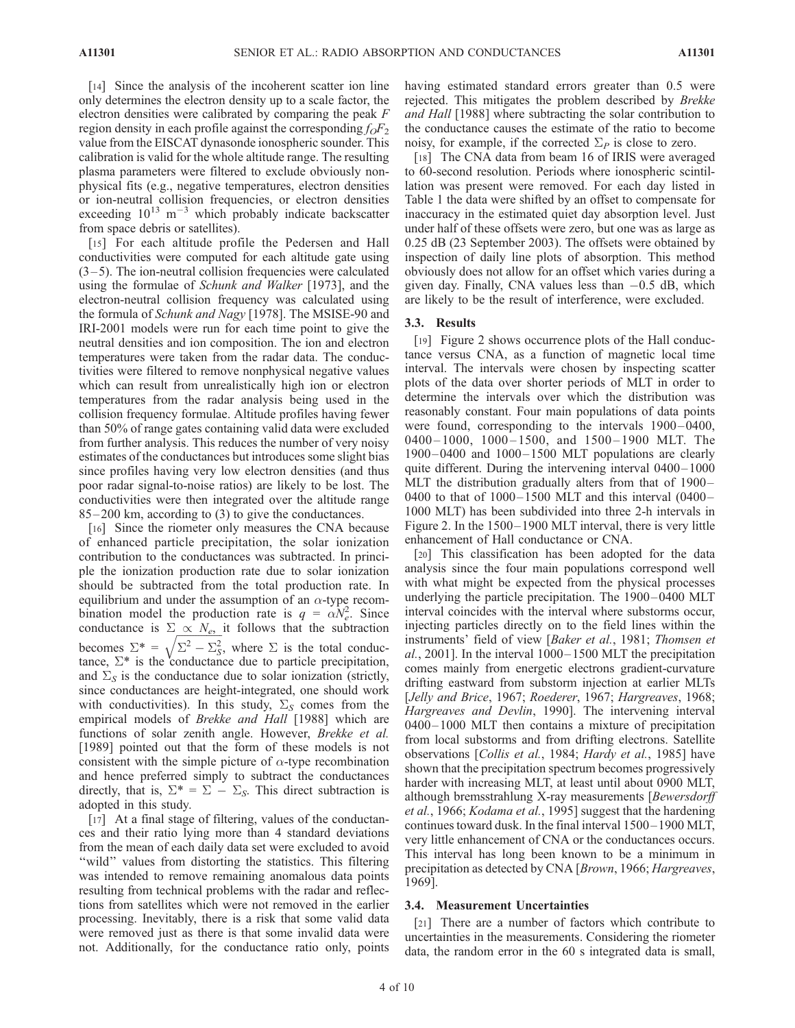[14] Since the analysis of the incoherent scatter ion line only determines the electron density up to a scale factor, the electron densities were calibrated by comparing the peak $F$ region density in each profile against the corresponding $f_OF_2$ value from the EISCAT dynasonde ionospheric sounder. This calibration is valid for the whole altitude range. The resulting plasma parameters were filtered to exclude obviously nonphysical fits (e.g., negative temperatures, electron densities or ion-neutral collision frequencies, or electron densities exceeding $10^{13}$ m$^{-3}$ which probably indicate backscatter from space debris or satellites).

[15] For each altitude profile the Pedersen and Hall conductivities were computed for each altitude gate using (3–5). The ion-neutral collision frequencies were calculated using the formulae of *Schunk and Walker* [1973], and the electron-neutral collision frequency was calculated using the formula of *Schunk and Nagy* [1978]. The MSISE-90 and IRI-2001 models were run for each time point to give the neutral densities and ion composition. The ion and electron temperatures were taken from the radar data. The conductivities were filtered to remove nonphysical negative values which can result from unrealistically high ion or electron temperatures from the radar analysis being used in the collision frequency formulae. Altitude profiles having fewer than 50% of range gates containing valid data were excluded from further analysis. This reduces the number of very noisy estimates of the conductances but introduces some slight bias since profiles having very low electron densities (and thus poor radar signal-to-noise ratios) are likely to be lost. The conductivities were then integrated over the altitude range 85–200 km, according to (3) to give the conductances.

[16] Since the riometer only measures the CNA because of enhanced particle precipitation, the solar ionization contribution to the conductances was subtracted. In principle the ionization production rate due to solar ionization should be subtracted from the total production rate. In equilibrium and under the assumption of an $\alpha$-type recombination model the production rate is $q = \alpha N_e^2$. Since conductance is $\Sigma \propto N_e$, it follows that the subtraction becomes $\Sigma^* = \sqrt{\Sigma^2 - \Sigma_S^2}$, where $\Sigma$ is the total conductance, $\Sigma^*$ is the conductance due to particle precipitation, and $\Sigma_S$ is the conductance due to solar ionization (strictly, since conductances are height-integrated, one should work with conductivities). In this study, $\Sigma_S$ comes from the empirical models of *Brekke and Hall* [1988] which are functions of solar zenith angle. However, *Brekke et al.* [1989] pointed out that the form of these models is not consistent with the simple picture of $\alpha$-type recombination and hence preferred simply to subtract the conductances directly, that is, $\Sigma^* = \Sigma - \Sigma_S$. This direct subtraction is adopted in this study.

[17] At a final stage of filtering, values of the conductances and their ratio lying more than 4 standard deviations from the mean of each daily data set were excluded to avoid "wild" values from distorting the statistics. This filtering was intended to remove remaining anomalous data points resulting from technical problems with the radar and reflections from satellites which were not removed in the earlier processing. Inevitably, there is a risk that some valid data were removed just as there is that some invalid data were not. Additionally, for the conductance ratio only, points having estimated standard errors greater than 0.5 were rejected. This mitigates the problem described by *Brekke and Hall* [1988] where subtracting the solar contribution to the conductance causes the estimate of the ratio to become noisy, for example, if the corrected $\Sigma_P$ is close to zero.

[18] The CNA data from beam 16 of IRIS were averaged to 60-second resolution. Periods where ionospheric scintillation was present were removed. For each day listed in Table 1 the data were shifted by an offset to compensate for inaccuracy in the estimated quiet day absorption level. Just under half of these offsets were zero, but one was as large as 0.25 dB (23 September 2003). The offsets were obtained by inspection of daily line plots of absorption. This method obviously does not allow for an offset which varies during a given day. Finally, CNA values less than −0.5 dB, which are likely to be the result of interference, were excluded.

### 3.3. Results

[19] Figure 2 shows occurrence plots of the Hall conductance versus CNA, as a function of magnetic local time interval. The intervals were chosen by inspecting scatter plots of the data over shorter periods of MLT in order to determine the intervals over which the distribution was reasonably constant. Four main populations of data points were found, corresponding to the intervals 1900–0400, 0400–1000, 1000–1500, and 1500–1900 MLT. The 1900–0400 and 1000–1500 MLT populations are clearly quite different. During the intervening interval 0400–1000 MLT the distribution gradually alters from that of 1900–0400 to that of 1000–1500 MLT and this interval (0400–1000 MLT) has been subdivided into three 2-h intervals in Figure 2. In the 1500–1900 MLT interval, there is very little enhancement of Hall conductance or CNA.

[20] This classification has been adopted for the data analysis since the four main populations correspond well with what might be expected from the physical processes underlying the particle precipitation. The 1900–0400 MLT interval coincides with the interval where substorms occur, injecting particles directly on to the field lines within the instruments' field of view [*Baker et al.*, 1981; *Thomsen et al.*, 2001]. In the interval 1000–1500 MLT the precipitation comes mainly from energetic electrons gradient-curvature drifting eastward from substorm injection at earlier MLTs [*Jelly and Brice*, 1967; *Roederer*, 1967; *Hargreaves*, 1968; *Hargreaves and Devlin*, 1990]. The intervening interval 0400–1000 MLT then contains a mixture of precipitation from local substorms and from drifting electrons. Satellite observations [*Collis et al.*, 1984; *Hardy et al.*, 1985] have shown that the precipitation spectrum becomes progressively harder with increasing MLT, at least until about 0900 MLT, although bremsstrahlung X-ray measurements [*Bewersdorff et al.*, 1966; *Kodama et al.*, 1995] suggest that the hardening continues toward dusk. In the final interval 1500–1900 MLT, very little enhancement of CNA or the conductances occurs. This interval has long been known to be a minimum in precipitation as detected by CNA [*Brown*, 1966; *Hargreaves*, 1969].

### 3.4. Measurement Uncertainties

[21] There are a number of factors which contribute to uncertainties in the measurements. Considering the riometer data, the random error in the 60 s integrated data is small,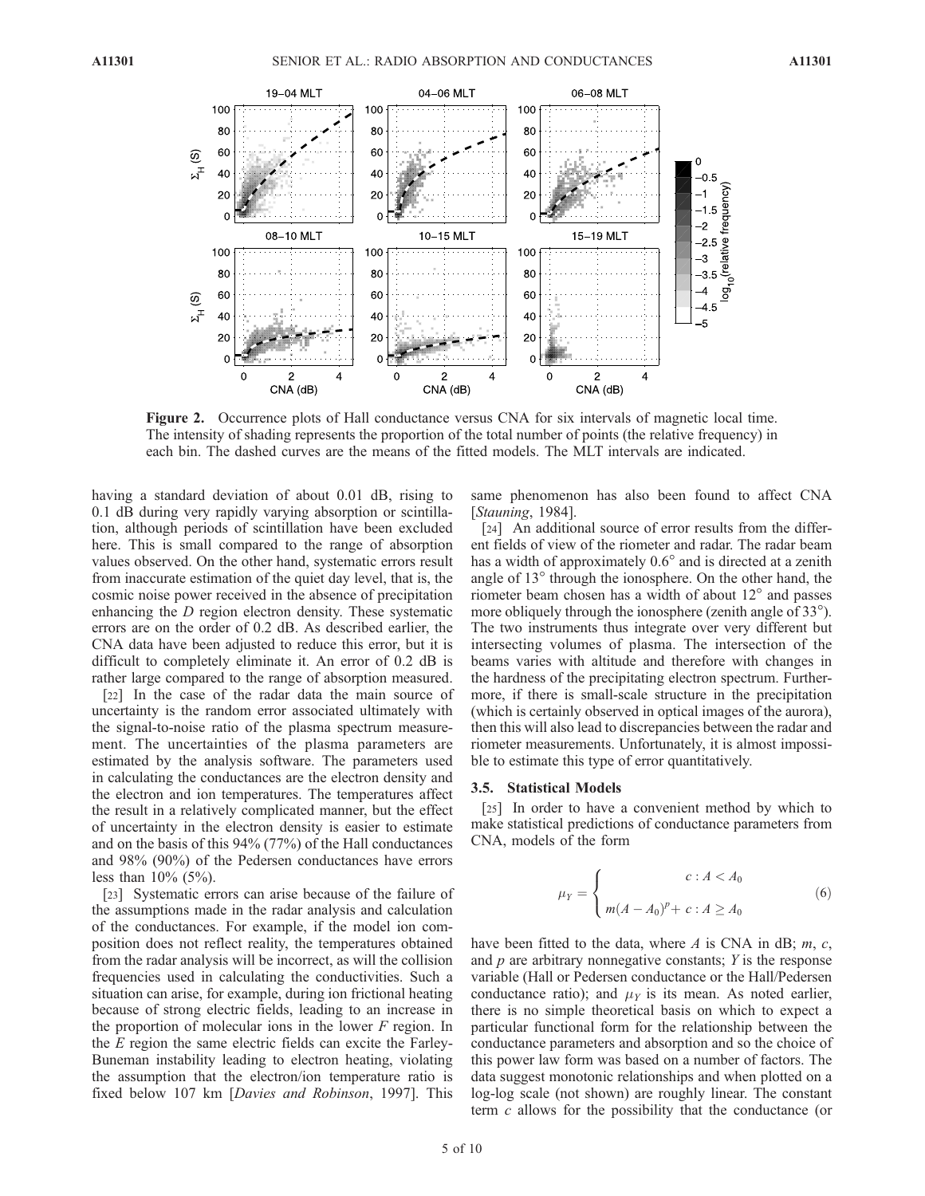**Figure 2.** Occurrence plots of Hall conductance versus CNA for six intervals of magnetic local time. The intensity of shading represents the proportion of the total number of points (the relative frequency) in each bin. The dashed curves are the means of the fitted models. The MLT intervals are indicated.

having a standard deviation of about 0.01 dB, rising to 0.1 dB during very rapidly varying absorption or scintillation, although periods of scintillation have been excluded here. This is small compared to the range of absorption values observed. On the other hand, systematic errors result from inaccurate estimation of the quiet day level, that is, the cosmic noise power received in the absence of precipitation enhancing the *D* region electron density. These systematic errors are on the order of 0.2 dB. As described earlier, the CNA data have been adjusted to reduce this error, but it is difficult to completely eliminate it. An error of 0.2 dB is rather large compared to the range of absorption measured.

[22] In the case of the radar data the main source of uncertainty is the random error associated ultimately with the signal-to-noise ratio of the plasma spectrum measurement. The uncertainties of the plasma parameters are estimated by the analysis software. The parameters used in calculating the conductances are the electron density and the electron and ion temperatures. The temperatures affect the result in a relatively complicated manner, but the effect of uncertainty in the electron density is easier to estimate and on the basis of this 94% (77%) of the Hall conductances and 98% (90%) of the Pedersen conductances have errors less than 10% (5%).

[23] Systematic errors can arise because of the failure of the assumptions made in the radar analysis and calculation of the conductances. For example, if the model ion composition does not reflect reality, the temperatures obtained from the radar analysis will be incorrect, as will the collision frequencies used in calculating the conductivities. Such a situation can arise, for example, during ion frictional heating because of strong electric fields, leading to an increase in the proportion of molecular ions in the lower *F* region. In the *E* region the same electric fields can excite the Farley-Buneman instability leading to electron heating, violating the assumption that the electron/ion temperature ratio is fixed below 107 km [*Davies and Robinson*, 1997]. This same phenomenon has also been found to affect CNA [*Stauning*, 1984].

[24] An additional source of error results from the different fields of view of the riometer and radar. The radar beam has a width of approximately 0.6° and is directed at a zenith angle of 13° through the ionosphere. On the other hand, the riometer beam chosen has a width of about 12° and passes more obliquely through the ionosphere (zenith angle of 33°). The two instruments thus integrate over very different but intersecting volumes of plasma. The intersection of the beams varies with altitude and therefore with changes in the hardness of the precipitating electron spectrum. Furthermore, if there is small-scale structure in the precipitation (which is certainly observed in optical images of the aurora), then this will also lead to discrepancies between the radar and riometer measurements. Unfortunately, it is almost impossible to estimate this type of error quantitatively.

### 3.5. Statistical Models

[25] In order to have a convenient method by which to make statistical predictions of conductance parameters from CNA, models of the form

$$\mu_Y = \begin{cases} c : A < A_0 \\ m(A - A_0)^p + c : A \geq A_0 \end{cases} \tag{6}$$

have been fitted to the data, where $A$ is CNA in dB; $m$, $c$, and $p$ are arbitrary nonnegative constants; $Y$ is the response variable (Hall or Pedersen conductance or the Hall/Pedersen conductance ratio); and $\mu_Y$ is its mean. As noted earlier, there is no simple theoretical basis on which to expect a particular functional form for the relationship between the conductance parameters and absorption and so the choice of this power law form was based on a number of factors. The data suggest monotonic relationships and when plotted on a log-log scale (not shown) are roughly linear. The constant term $c$ allows for the possibility that the conductance (or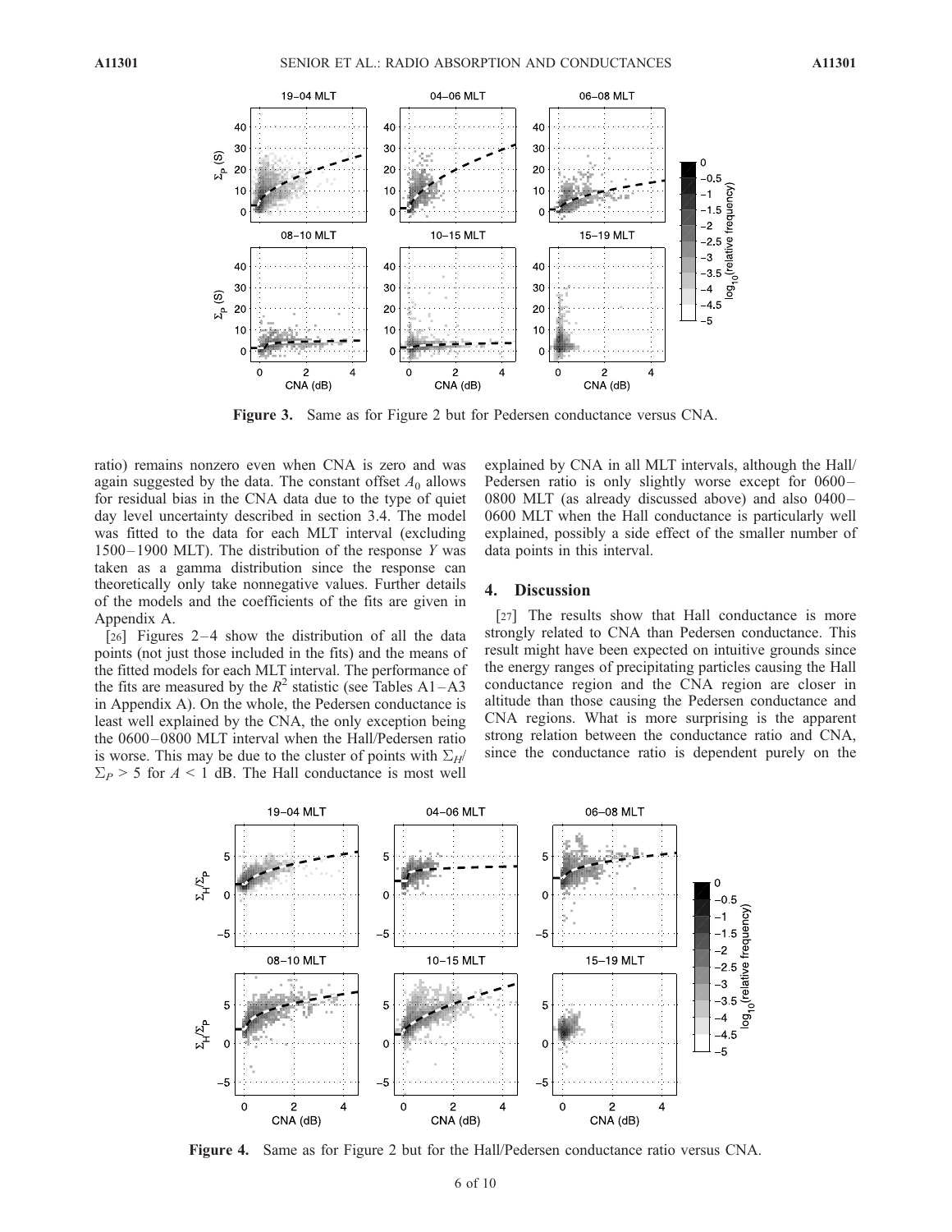**Figure 3.** Same as for Figure 2 but for Pedersen conductance versus CNA.

ratio) remains nonzero even when CNA is zero and was again suggested by the data. The constant offset $A_0$ allows for residual bias in the CNA data due to the type of quiet day level uncertainty described in section 3.4. The model was fitted to the data for each MLT interval (excluding 1500–1900 MLT). The distribution of the response $Y$ was taken as a gamma distribution since the response can theoretically only take nonnegative values. Further details of the models and the coefficients of the fits are given in Appendix A.

[26] Figures 2–4 show the distribution of all the data points (not just those included in the fits) and the means of the fitted models for each MLT interval. The performance of the fits are measured by the $R^2$ statistic (see Tables A1–A3 in Appendix A). On the whole, the Pedersen conductance is least well explained by the CNA, the only exception being the 0600–0800 MLT interval when the Hall/Pedersen ratio is worse. This may be due to the cluster of points with $\Sigma_H/\Sigma_P > 5$ for $A < 1$ dB. The Hall conductance is most well explained by CNA in all MLT intervals, although the Hall/Pedersen ratio is only slightly worse except for 0600–0800 MLT (as already discussed above) and also 0400–0600 MLT when the Hall conductance is particularly well explained, possibly a side effect of the smaller number of data points in this interval.

## 4. Discussion

[27] The results show that Hall conductance is more strongly related to CNA than Pedersen conductance. This result might have been expected on intuitive grounds since the energy ranges of precipitating particles causing the Hall conductance region and the CNA region are closer in altitude than those causing the Pedersen conductance and CNA regions. What is more surprising is the apparent strong relation between the conductance ratio and CNA, since the conductance ratio is dependent purely on the

**Figure 4.** Same as for Figure 2 but for the Hall/Pedersen conductance ratio versus CNA.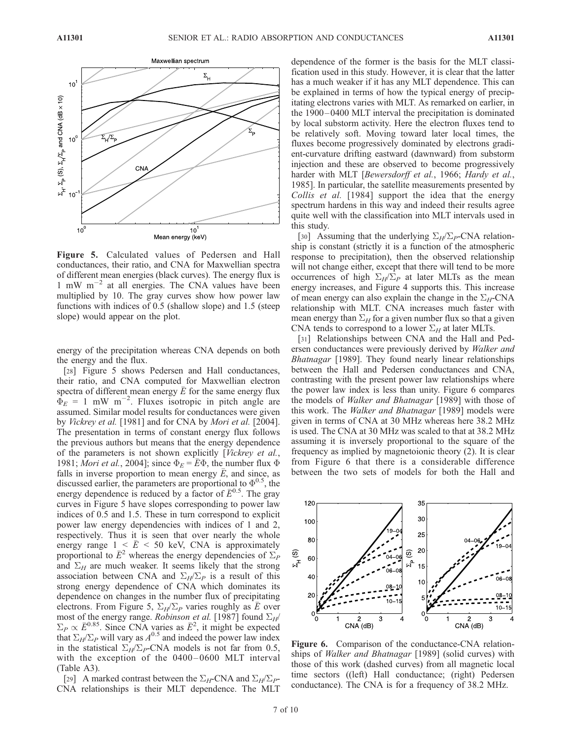**Figure 5.** Calculated values of Pedersen and Hall conductances, their ratio, and CNA for Maxwellian spectra of different mean energies (black curves). The energy flux is 1 mW m$^{-2}$ at all energies. The CNA values have been multiplied by 10. The gray curves show how power law functions with indices of 0.5 (shallow slope) and 1.5 (steep slope) would appear on the plot.

energy of the precipitation whereas CNA depends on both the energy and the flux.

[28] Figure 5 shows Pedersen and Hall conductances, their ratio, and CNA computed for Maxwellian electron spectra of different mean energy $\bar{E}$ for the same energy flux $\Phi_E$ = 1 mW m$^{-2}$. Fluxes isotropic in pitch angle are assumed. Similar model results for conductances were given by *Vickrey et al.* [1981] and for CNA by *Mori et al.* [2004]. The presentation in terms of constant energy flux follows the previous authors but means that the energy dependence of the parameters is not shown explicitly [*Vickrey et al.*, 1981; *Mori et al.*, 2004]; since $\Phi_E = \bar{E}\Phi$, the number flux $\Phi$ falls in inverse proportion to mean energy $\bar{E}$, and since, as discussed earlier, the parameters are proportional to $\Phi^{0.5}$, the energy dependence is reduced by a factor of $\bar{E}^{0.5}$. The gray curves in Figure 5 have slopes corresponding to power law indices of 0.5 and 1.5. These in turn correspond to explicit power law energy dependencies with indices of 1 and 2, respectively. Thus it is seen that over nearly the whole energy range $1 < \bar{E} < 50$ keV, CNA is approximately proportional to $\bar{E}^2$ whereas the energy dependencies of $\Sigma_P$ and $\Sigma_H$ are much weaker. It seems likely that the strong association between CNA and $\Sigma_H/\Sigma_P$ is a result of this strong energy dependence of CNA which dominates its dependence on changes in the number flux of precipitating electrons. From Figure 5, $\Sigma_H/\Sigma_P$ varies roughly as $\bar{E}$ over most of the energy range. *Robinson et al.* [1987] found $\Sigma_H/\Sigma_P \propto \bar{E}^{0.85}$. Since CNA varies as $\bar{E}^2$, it might be expected that $\Sigma_H/\Sigma_P$ will vary as $A^{0.5}$ and indeed the power law index in the statistical $\Sigma_H/\Sigma_P$-CNA models is not far from 0.5, with the exception of the 0400–0600 MLT interval (Table A3).

[29] A marked contrast between the $\Sigma_H$-CNA and $\Sigma_H/\Sigma_P$-CNA relationships is their MLT dependence. The MLT dependence of the former is the basis for the MLT classification used in this study. However, it is clear that the latter has a much weaker if it has any MLT dependence. This can be explained in terms of how the typical energy of precipitating electrons varies with MLT. As remarked on earlier, in the 1900–0400 MLT interval the precipitation is dominated by local substorm activity. Here the electron fluxes tend to be relatively soft. Moving toward later local times, the fluxes become progressively dominated by electrons gradient-curvature drifting eastward (dawnward) from substorm injection and these are observed to become progressively harder with MLT [*Bewersdorff et al.*, 1966; *Hardy et al.*, 1985]. In particular, the satellite measurements presented by *Collis et al.* [1984] support the idea that the energy spectrum hardens in this way and indeed their results agree quite well with the classification into MLT intervals used in this study.

[30] Assuming that the underlying $\Sigma_H/\Sigma_P$-CNA relationship is constant (strictly it is a function of the atmospheric response to precipitation), then the observed relationship will not change either, except that there will tend to be more occurrences of high $\Sigma_H/\Sigma_P$ at later MLTs as the mean energy increases, and Figure 4 supports this. This increase of mean energy can also explain the change in the $\Sigma_H$-CNA relationship with MLT. CNA increases much faster with mean energy than $\Sigma_H$ for a given number flux so that a given CNA tends to correspond to a lower $\Sigma_H$ at later MLTs.

[31] Relationships between CNA and the Hall and Pedersen conductances were previously derived by *Walker and Bhatnagar* [1989]. They found nearly linear relationships between the Hall and Pedersen conductances and CNA, contrasting with the present power law relationships where the power law index is less than unity. Figure 6 compares the models of *Walker and Bhatnagar* [1989] with those of this work. The *Walker and Bhatnagar* [1989] models were given in terms of CNA at 30 MHz whereas here 38.2 MHz is used. The CNA at 30 MHz was scaled to that at 38.2 MHz assuming it is inversely proportional to the square of the frequency as implied by magnetoionic theory (2). It is clear from Figure 6 that there is a considerable difference between the two sets of models for both the Hall and

**Figure 6.** Comparison of the conductance-CNA relationships of *Walker and Bhatnagar* [1989] (solid curves) with those of this work (dashed curves) from all magnetic local time sectors ((left) Hall conductance; (right) Pedersen conductance). The CNA is for a frequency of 38.2 MHz.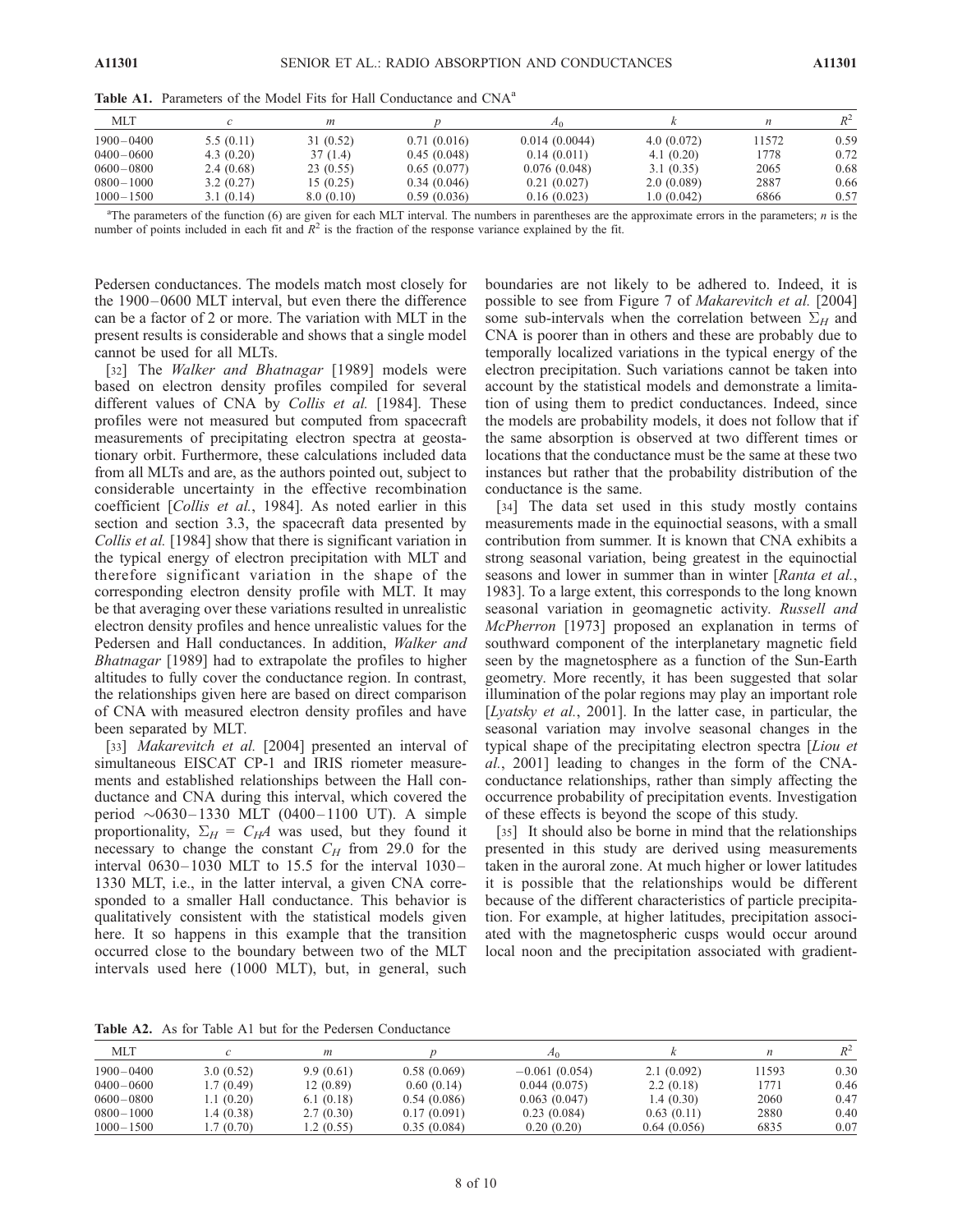**Table A1.** Parameters of the Model Fits for Hall Conductance and CNA[a]

| MLT | $c$ | $m$ | $p$ | $A_0$ | $k$ | $n$ | $R^2$ |
|---|---|---|---|---|---|---|---|
| 1900–0400 | 5.5 (0.11) | 31 (0.52) | 0.71 (0.016) | 0.014 (0.0044) | 4.0 (0.072) | 11572 | 0.59 |
| 0400–0600 | 4.3 (0.20) | 37 (1.4) | 0.45 (0.048) | 0.14 (0.011) | 4.1 (0.20) | 1778 | 0.72 |
| 0600–0800 | 2.4 (0.68) | 23 (0.55) | 0.65 (0.077) | 0.076 (0.048) | 3.1 (0.35) | 2065 | 0.68 |
| 0800–1000 | 3.2 (0.27) | 15 (0.25) | 0.34 (0.046) | 0.21 (0.027) | 2.0 (0.089) | 2887 | 0.66 |
| 1000–1500 | 3.1 (0.14) | 8.0 (0.10) | 0.59 (0.036) | 0.16 (0.023) | 1.0 (0.042) | 6866 | 0.57 |

[a]The parameters of the function (6) are given for each MLT interval. The numbers in parentheses are the approximate errors in the parameters; $n$ is the number of points included in each fit and $R^2$ is the fraction of the response variance explained by the fit.

Pedersen conductances. The models match most closely for the 1900–0600 MLT interval, but even there the difference can be a factor of 2 or more. The variation with MLT in the present results is considerable and shows that a single model cannot be used for all MLTs.

[32] The *Walker and Bhatnagar* [1989] models were based on electron density profiles compiled for several different values of CNA by *Collis et al.* [1984]. These profiles were not measured but computed from spacecraft measurements of precipitating electron spectra at geostationary orbit. Furthermore, these calculations included data from all MLTs and are, as the authors pointed out, subject to considerable uncertainty in the effective recombination coefficient [*Collis et al.*, 1984]. As noted earlier in this section and section 3.3, the spacecraft data presented by *Collis et al.* [1984] show that there is significant variation in the typical energy of electron precipitation with MLT and therefore significant variation in the shape of the corresponding electron density profile with MLT. It may be that averaging over these variations resulted in unrealistic electron density profiles and hence unrealistic values for the Pedersen and Hall conductances. In addition, *Walker and Bhatnagar* [1989] had to extrapolate the profiles to higher altitudes to fully cover the conductance region. In contrast, the relationships given here are based on direct comparison of CNA with measured electron density profiles and have been separated by MLT.

[33] *Makarevitch et al.* [2004] presented an interval of simultaneous EISCAT CP-1 and IRIS riometer measurements and established relationships between the Hall conductance and CNA during this interval, which covered the period ~0630–1330 MLT (0400–1100 UT). A simple proportionality, $\Sigma_H = C_H A$ was used, but they found it necessary to change the constant $C_H$ from 29.0 for the interval 0630–1030 MLT to 15.5 for the interval 1030–1330 MLT, i.e., in the latter interval, a given CNA corresponded to a smaller Hall conductance. This behavior is qualitatively consistent with the statistical models given here. It so happens in this example that the transition occurred close to the boundary between two of the MLT intervals used here (1000 MLT), but, in general, such boundaries are not likely to be adhered to. Indeed, it is possible to see from Figure 7 of *Makarevitch et al.* [2004] some sub-intervals when the correlation between $\Sigma_H$ and CNA is poorer than in others and these are probably due to temporally localized variations in the typical energy of the electron precipitation. Such variations cannot be taken into account by the statistical models and demonstrate a limitation of using them to predict conductances. Indeed, since the models are probability models, it does not follow that if the same absorption is observed at two different times or locations that the conductance must be the same at these two instances but rather that the probability distribution of the conductance is the same.

[34] The data set used in this study mostly contains measurements made in the equinoctial seasons, with a small contribution from summer. It is known that CNA exhibits a strong seasonal variation, being greatest in the equinoctial seasons and lower in summer than in winter [*Ranta et al.*, 1983]. To a large extent, this corresponds to the long known seasonal variation in geomagnetic activity. *Russell and McPherron* [1973] proposed an explanation in terms of southward component of the interplanetary magnetic field seen by the magnetosphere as a function of the Sun-Earth geometry. More recently, it has been suggested that solar illumination of the polar regions may play an important role [*Lyatsky et al.*, 2001]. In the latter case, in particular, the seasonal variation may involve seasonal changes in the typical shape of the precipitating electron spectra [*Liou et al.*, 2001] leading to changes in the form of the CNA-conductance relationships, rather than simply affecting the occurrence probability of precipitation events. Investigation of these effects is beyond the scope of this study.

[35] It should also be borne in mind that the relationships presented in this study are derived using measurements taken in the auroral zone. At much higher or lower latitudes it is possible that the relationships would be different because of the different characteristics of particle precipitation. For example, at higher latitudes, precipitation associated with the magnetospheric cusps would occur around local noon and the precipitation associated with gradient-

**Table A2.** As for Table A1 but for the Pedersen Conductance

| MLT | $c$ | $m$ | $p$ | $A_0$ | $k$ | $n$ | $R^2$ |
|---|---|---|---|---|---|---|---|
| 1900–0400 | 3.0 (0.52) | 9.9 (0.61) | 0.58 (0.069) | −0.061 (0.054) | 2.1 (0.092) | 11593 | 0.30 |
| 0400–0600 | 1.7 (0.49) | 12 (0.89) | 0.60 (0.14) | 0.044 (0.075) | 2.2 (0.18) | 1771 | 0.46 |
| 0600–0800 | 1.1 (0.20) | 6.1 (0.18) | 0.54 (0.086) | 0.063 (0.047) | 1.4 (0.30) | 2060 | 0.47 |
| 0800–1000 | 1.4 (0.38) | 2.7 (0.30) | 0.17 (0.091) | 0.23 (0.084) | 0.63 (0.11) | 2880 | 0.40 |
| 1000–1500 | 1.7 (0.70) | 1.2 (0.55) | 0.35 (0.084) | 0.20 (0.20) | 0.64 (0.056) | 6835 | 0.07 |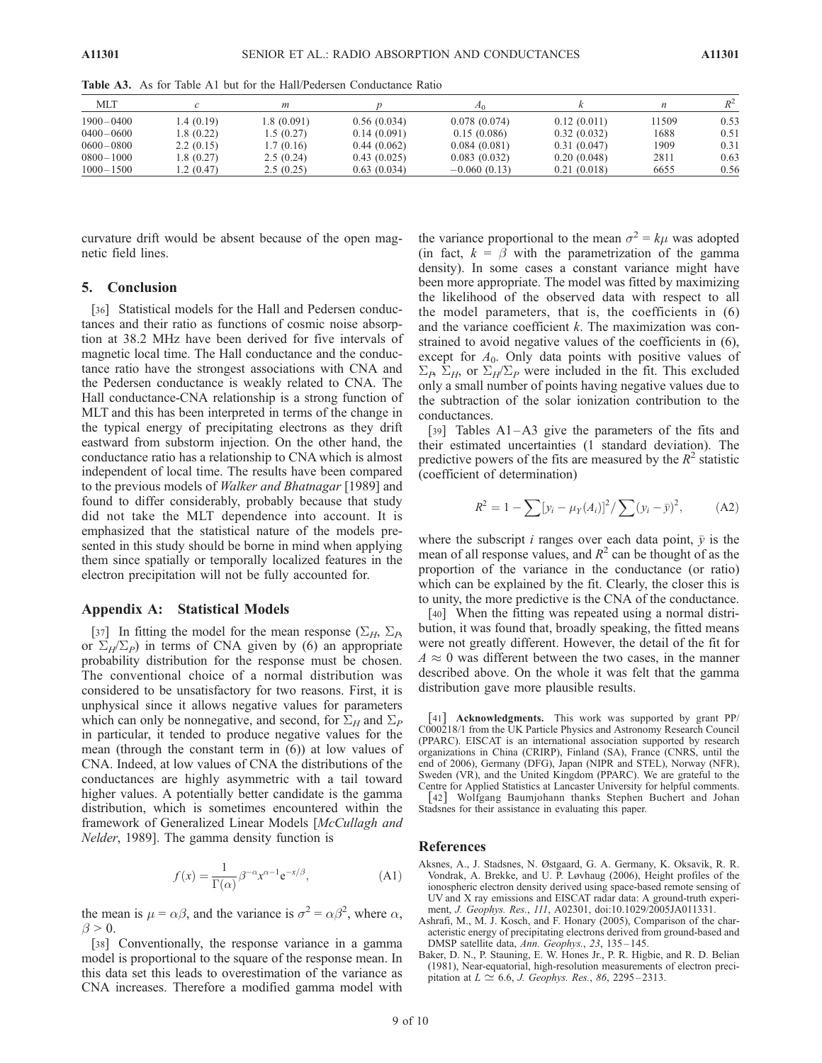**Table A3.** As for Table A1 but for the Hall/Pedersen Conductance Ratio

| MLT | $c$ | $m$ | $p$ | $A_0$ | $k$ | $n$ | $R^2$ |
|---|---|---|---|---|---|---|---|
| 1900–0400 | 1.4 (0.19) | 1.8 (0.091) | 0.56 (0.034) | 0.078 (0.074) | 0.12 (0.011) | 11509 | 0.53 |
| 0400–0600 | 1.8 (0.22) | 1.5 (0.27) | 0.14 (0.091) | 0.15 (0.086) | 0.32 (0.032) | 1688 | 0.51 |
| 0600–0800 | 2.2 (0.15) | 1.7 (0.16) | 0.44 (0.062) | 0.084 (0.081) | 0.31 (0.047) | 1909 | 0.31 |
| 0800–1000 | 1.8 (0.27) | 2.5 (0.24) | 0.43 (0.025) | 0.083 (0.032) | 0.20 (0.048) | 2811 | 0.63 |
| 1000–1500 | 1.2 (0.47) | 2.5 (0.25) | 0.63 (0.034) | −0.060 (0.13) | 0.21 (0.018) | 6655 | 0.56 |

curvature drift would be absent because of the open magnetic field lines.

## 5. Conclusion

[36] Statistical models for the Hall and Pedersen conductances and their ratio as functions of cosmic noise absorption at 38.2 MHz have been derived for five intervals of magnetic local time. The Hall conductance and the conductance ratio have the strongest associations with CNA and the Pedersen conductance is weakly related to CNA. The Hall conductance-CNA relationship is a strong function of MLT and this has been interpreted in terms of the change in the typical energy of precipitating electrons as they drift eastward from substorm injection. On the other hand, the conductance ratio has a relationship to CNA which is almost independent of local time. The results have been compared to the previous models of *Walker and Bhatnagar* [1989] and found to differ considerably, probably because that study did not take the MLT dependence into account. It is emphasized that the statistical nature of the models presented in this study should be borne in mind when applying them since spatially or temporally localized features in the electron precipitation will not be fully accounted for.

## Appendix A: Statistical Models

[37] In fitting the model for the mean response ($\Sigma_H$, $\Sigma_P$, or $\Sigma_H/\Sigma_P$) in terms of CNA given by (6) an appropriate probability distribution for the response must be chosen. The conventional choice of a normal distribution was considered to be unsatisfactory for two reasons. First, it is unphysical since it allows negative values for parameters which can only be nonnegative, and second, for $\Sigma_H$ and $\Sigma_P$ in particular, it tended to produce negative values for the mean (through the constant term in (6)) at low values of CNA. Indeed, at low values of CNA the distributions of the conductances are highly asymmetric with a tail toward higher values. A potentially better candidate is the gamma distribution, which is sometimes encountered within the framework of Generalized Linear Models [*McCullagh and Nelder*, 1989]. The gamma density function is

$$f(x) = \frac{1}{\Gamma(\alpha)} \beta^{-\alpha} x^{\alpha-1} e^{-x/\beta}, \tag{A1}$$

the mean is $\mu = \alpha\beta$, and the variance is $\sigma^2 = \alpha\beta^2$, where $\alpha$, $\beta > 0$.

[38] Conventionally, the response variance in a gamma model is proportional to the square of the response mean. In this data set this leads to overestimation of the variance as CNA increases. Therefore a modified gamma model with the variance proportional to the mean $\sigma^2 = k\mu$ was adopted (in fact, $k = \beta$ with the parametrization of the gamma density). In some cases a constant variance might have been more appropriate. The model was fitted by maximizing the likelihood of the observed data with respect to all the model parameters, that is, the coefficients in (6) and the variance coefficient $k$. The maximization was constrained to avoid negative values of the coefficients in (6), except for $A_0$. Only data points with positive values of $\Sigma_P$, $\Sigma_H$, or $\Sigma_H/\Sigma_P$ were included in the fit. This excluded only a small number of points having negative values due to the subtraction of the solar ionization contribution to the conductances.

[39] Tables A1–A3 give the parameters of the fits and their estimated uncertainties (1 standard deviation). The predictive powers of the fits are measured by the $R^2$ statistic (coefficient of determination)

$$R^2 = 1 - \sum [y_i - \mu_Y(A_i)]^2 / \sum (y_i - \bar{y})^2, \tag{A2}$$

where the subscript $i$ ranges over each data point, $\bar{y}$ is the mean of all response values, and $R^2$ can be thought of as the proportion of the variance in the conductance (or ratio) which can be explained by the fit. Clearly, the closer this is to unity, the more predictive is the CNA of the conductance.

[40] When the fitting was repeated using a normal distribution, it was found that, broadly speaking, the fitted means were not greatly different. However, the detail of the fit for $A \approx 0$ was different between the two cases, in the manner described above. On the whole it was felt that the gamma distribution gave more plausible results.

[41] **Acknowledgments.** This work was supported by grant PP/C000218/1 from the UK Particle Physics and Astronomy Research Council (PPARC). EISCAT is an international association supported by research organizations in China (CRIRP), Finland (SA), France (CNRS, until the end of 2006), Germany (DFG), Japan (NIPR and STEL), Norway (NFR), Sweden (VR), and the United Kingdom (PPARC). We are grateful to the Centre for Applied Statistics at Lancaster University for helpful comments.

[42] Wolfgang Baumjohann thanks Stephen Buchert and Johan Stadsnes for their assistance in evaluating this paper.

## References

Aksnes, A., J. Stadsnes, N. Østgaard, G. A. Germany, K. Oksavik, R. R. Vondrak, A. Brekke, and U. P. Løvhaug (2006), Height profiles of the ionospheric electron density derived using space-based remote sensing of UV and X ray emissions and EISCAT radar data: A ground-truth experiment, *J. Geophys. Res.*, *111*, A02301, doi:10.1029/2005JA011331.

Ashrafi, M., M. J. Kosch, and F. Honary (2005), Comparison of the characteristic energy of precipitating electrons derived from ground-based and DMSP satellite data, *Ann. Geophys.*, *23*, 135–145.

Baker, D. N., P. Stauning, E. W. Hones Jr., P. R. Higbie, and R. D. Belian (1981), Near-equatorial, high-resolution measurements of electron precipitation at $L \simeq 6.6$, *J. Geophys. Res.*, *86*, 2295–2313.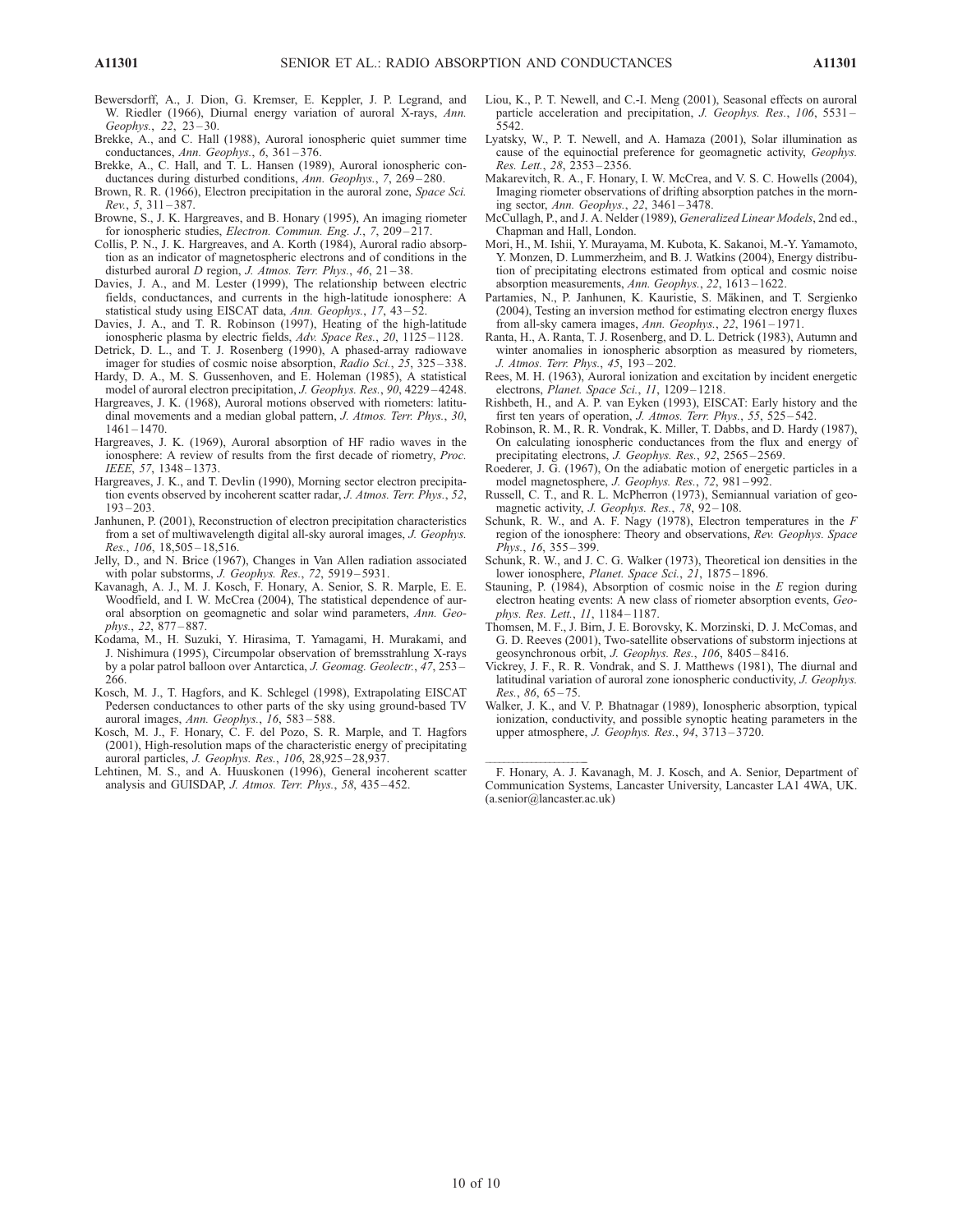Bewersdorff, A., J. Dion, G. Kremser, E. Keppler, J. P. Legrand, and W. Riedler (1966), Diurnal energy variation of auroral X-rays, *Ann. Geophys.*, *22*, 23–30.

Brekke, A., and C. Hall (1988), Auroral ionospheric quiet summer time conductances, *Ann. Geophys.*, *6*, 361–376.

Brekke, A., C. Hall, and T. L. Hansen (1989), Auroral ionospheric conductances during disturbed conditions, *Ann. Geophys.*, *7*, 269–280.

Brown, R. R. (1966), Electron precipitation in the auroral zone, *Space Sci. Rev.*, *5*, 311–387.

Browne, S., J. K. Hargreaves, and B. Honary (1995), An imaging riometer for ionospheric studies, *Electron. Commun. Eng. J.*, *7*, 209–217.

Collis, P. N., J. K. Hargreaves, and A. Korth (1984), Auroral radio absorption as an indicator of magnetospheric electrons and of conditions in the disturbed auroral *D* region, *J. Atmos. Terr. Phys.*, *46*, 21–38.

Davies, J. A., and M. Lester (1999), The relationship between electric fields, conductances, and currents in the high-latitude ionosphere: A statistical study using EISCAT data, *Ann. Geophys.*, *17*, 43–52.

Davies, J. A., and T. R. Robinson (1997), Heating of the high-latitude ionospheric plasma by electric fields, *Adv. Space Res.*, *20*, 1125–1128.

Detrick, D. L., and T. J. Rosenberg (1990), A phased-array radiowave imager for studies of cosmic noise absorption, *Radio Sci.*, *25*, 325–338.

Hardy, D. A., M. S. Gussenhoven, and E. Holeman (1985), A statistical model of auroral electron precipitation, *J. Geophys. Res.*, *90*, 4229–4248.

Hargreaves, J. K. (1968), Auroral motions observed with riometers: latitudinal movements and a median global pattern, *J. Atmos. Terr. Phys.*, *30*, 1461–1470.

Hargreaves, J. K. (1969), Auroral absorption of HF radio waves in the ionosphere: A review of results from the first decade of riometry, *Proc. IEEEE*, *57*, 1348–1373.

Hargreaves, J. K., and T. Devlin (1990), Morning sector electron precipitation events observed by incoherent scatter radar, *J. Atmos. Terr. Phys.*, *52*, 193–203.

Janhunen, P. (2001), Reconstruction of electron precipitation characteristics from a set of multiwavelength digital all-sky auroral images, *J. Geophys. Res.*, *106*, 18,505–18,516.

Jelly, D., and N. Brice (1967), Changes in Van Allen radiation associated with polar substorms, *J. Geophys. Res.*, *72*, 5919–5931.

Kavanagh, A. J., M. J. Kosch, F. Honary, A. Senior, S. R. Marple, E. E. Woodfield, and I. W. McCrea (2004), The statistical dependence of auroral absorption on geomagnetic and solar wind parameters, *Ann. Geophys.*, *22*, 877–887.

Kodama, M., H. Suzuki, Y. Hirasima, T. Yamagami, H. Murakami, and J. Nishimura (1995), Circumpolar observation of bremsstrahlung X-rays by a polar patrol balloon over Antarctica, *J. Geomag. Geolectr.*, *47*, 253–266.

Kosch, M. J., T. Hagfors, and K. Schlegel (1998), Extrapolating EISCAT Pedersen conductances to other parts of the sky using ground-based TV auroral images, *Ann. Geophys.*, *16*, 583–588.

Kosch, M. J., F. Honary, C. F. del Pozo, S. R. Marple, and T. Hagfors (2001), High-resolution maps of the characteristic energy of precipitating auroral particles, *J. Geophys. Res.*, *106*, 28,925–28,937.

Lehtinen, M. S., and A. Huuskonen (1996), General incoherent scatter analysis and GUISDAP, *J. Atmos. Terr. Phys.*, *58*, 435–452.

Liou, K., P. T. Newell, and C.-I. Meng (2001), Seasonal effects on auroral particle acceleration and precipitation, *J. Geophys. Res.*, *106*, 5531–5542.

Lyatsky, W., P. T. Newell, and A. Hamaza (2001), Solar illumination as cause of the equinoctial preference for geomagnetic activity, *Geophys. Res. Lett.*, *28*, 2353–2356.

Makarevitch, R. A., F. Honary, I. W. McCrea, and V. S. C. Howells (2004), Imaging riometer observations of drifting absorption patches in the morning sector, *Ann. Geophys.*, *22*, 3461–3478.

McCullagh, P., and J. A. Nelder (1989), *Generalized Linear Models*, 2nd ed., Chapman and Hall, London.

Mori, H., M. Ishii, Y. Murayama, M. Kubota, K. Sakanoi, M.-Y. Yamamoto, Y. Monzen, D. Lummerzheim, and B. J. Watkins (2004), Energy distribution of precipitating electrons estimated from optical and cosmic noise absorption measurements, *Ann. Geophys.*, *22*, 1613–1622.

Partamies, N., P. Janhunen, K. Kauristie, S. Mäkinen, and T. Sergienko (2004), Testing an inversion method for estimating electron energy fluxes from all-sky camera images, *Ann. Geophys.*, *22*, 1961–1971.

Ranta, H., A. Ranta, T. J. Rosenberg, and D. L. Detrick (1983), Autumn and winter anomalies in ionospheric absorption as measured by riometers, *J. Atmos. Terr. Phys.*, *45*, 193–202.

Rees, M. H. (1963), Auroral ionization and excitation by incident energetic electrons, *Planet. Space Sci.*, *11*, 1209–1218.

Rishbeth, H., and A. P. van Eyken (1993), EISCAT: Early history and the first ten years of operation, *J. Atmos. Terr. Phys.*, *55*, 525–542.

Robinson, R. M., R. R. Vondrak, K. Miller, T. Dabbs, and D. Hardy (1987), On calculating ionospheric conductances from the flux and energy of precipitating electrons, *J. Geophys. Res.*, *92*, 2565–2569.

Roederer, J. G. (1967), On the adiabatic motion of energetic particles in a model magnetosphere, *J. Geophys. Res.*, *72*, 981–992.

Russell, C. T., and R. L. McPherron (1973), Semiannual variation of geomagnetic activity, *J. Geophys. Res.*, *78*, 92–108.

Schunk, R. W., and A. F. Nagy (1978), Electron temperatures in the *F* region of the ionosphere: Theory and observations, *Rev. Geophys. Space Phys.*, *16*, 355–399.

Schunk, R. W., and J. C. G. Walker (1973), Theoretical ion densities in the lower ionosphere, *Planet. Space Sci.*, *21*, 1875–1896.

Stauning, P. (1984), Absorption of cosmic noise in the *E* region during electron heating events: A new class of riometer absorption events, *Geophys. Res. Lett.*, *11*, 1184–1187.

Thomsen, M. F., J. Birn, J. E. Borovsky, K. Morzinski, D. J. McComas, and G. D. Reeves (2001), Two-satellite observations of substorm injections at geosynchronous orbit, *J. Geophys. Res.*, *106*, 8405–8416.

Vickrey, J. F., R. R. Vondrak, and S. J. Matthews (1981), The diurnal and latitudinal variation of auroral zone ionospheric conductivity, *J. Geophys. Res.*, *86*, 65–75.

Walker, J. K., and V. P. Bhatnagar (1989), Ionospheric absorption, typical ionization, conductivity, and possible synoptic heating parameters in the upper atmosphere, *J. Geophys. Res.*, *94*, 3713–3720.

---

F. Honary, A. J. Kavanagh, M. J. Kosch, and A. Senior, Department of Communication Systems, Lancaster University, Lancaster LA1 4WA, UK. (a.senior@lancaster.ac.uk)